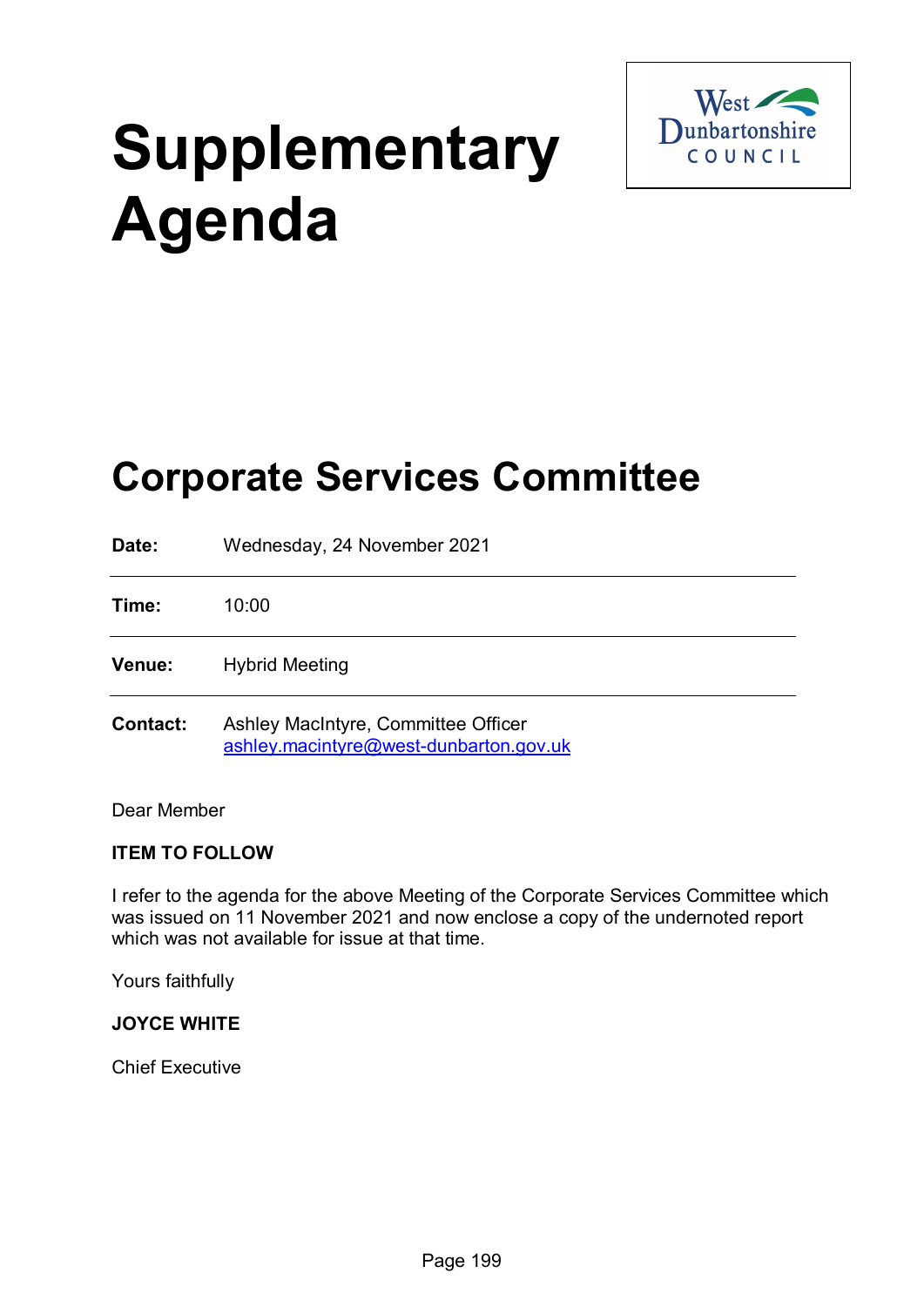# Supplementary Agenda

West Dunbartonshire COUNCIL

## Corporate Services Committee

| | |
|---|---|
| **Date:** | Wednesday, 24 November 2021 |
| **Time:** | 10:00 |
| **Venue:** | Hybrid Meeting |
| **Contact:** | Ashley MacIntyre, Committee Officer ashley.macintyre@west-dunbarton.gov.uk |

Dear Member

**ITEM TO FOLLOW**

I refer to the agenda for the above Meeting of the Corporate Services Committee which was issued on 11 November 2021 and now enclose a copy of the undernoted report which was not available for issue at that time.

Yours faithfully

**JOYCE WHITE**

Chief Executive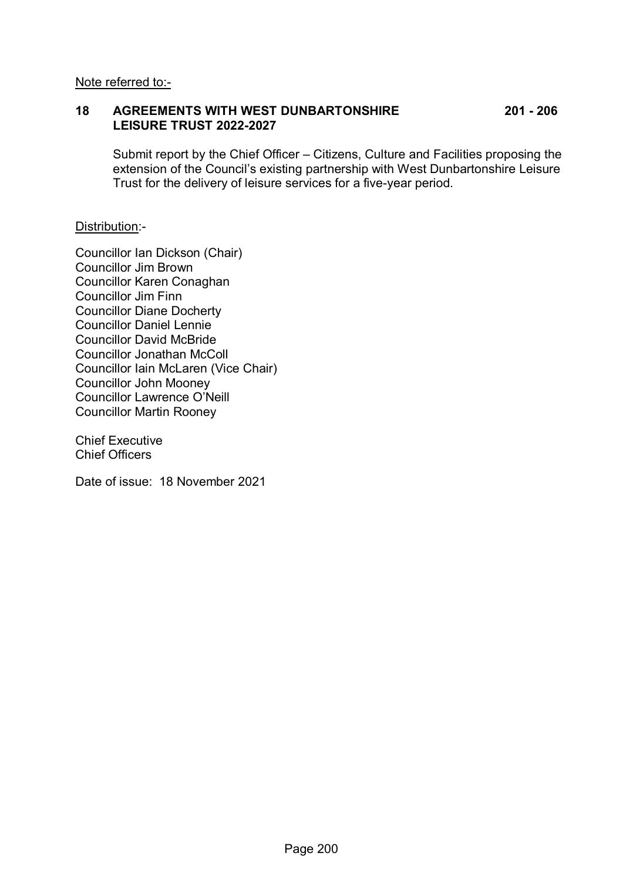Note referred to:-

**18 AGREEMENTS WITH WEST DUNBARTONSHIRE LEISURE TRUST 2022-2027** **201 - 206**

Submit report by the Chief Officer – Citizens, Culture and Facilities proposing the extension of the Council's existing partnership with West Dunbartonshire Leisure Trust for the delivery of leisure services for a five-year period.

Distribution:-

Councillor Ian Dickson (Chair)
Councillor Jim Brown
Councillor Karen Conaghan
Councillor Jim Finn
Councillor Diane Docherty
Councillor Daniel Lennie
Councillor David McBride
Councillor Jonathan McColl
Councillor Iain McLaren (Vice Chair)
Councillor John Mooney
Councillor Lawrence O'Neill
Councillor Martin Rooney

Chief Executive
Chief Officers

Date of issue: 18 November 2021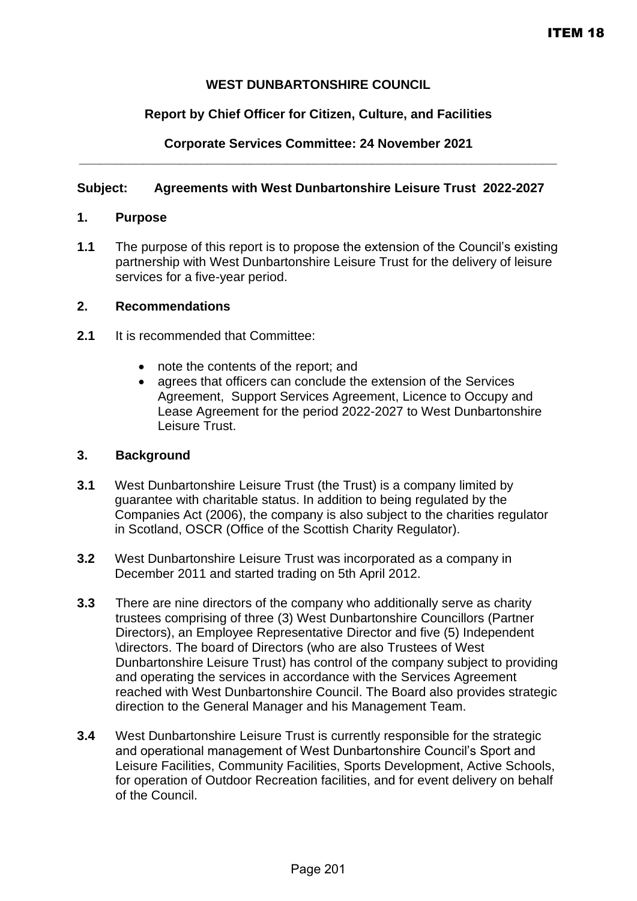ITEM 18

**WEST DUNBARTONSHIRE COUNCIL**

**Report by Chief Officer for Citizen, Culture, and Facilities**

**Corporate Services Committee: 24 November 2021**

---

**Subject: Agreements with West Dunbartonshire Leisure Trust 2022-2027**

## 1. Purpose

**1.1** The purpose of this report is to propose the extension of the Council's existing partnership with West Dunbartonshire Leisure Trust for the delivery of leisure services for a five-year period.

## 2. Recommendations

**2.1** It is recommended that Committee:

- note the contents of the report; and
- agrees that officers can conclude the extension of the Services Agreement, Support Services Agreement, Licence to Occupy and Lease Agreement for the period 2022-2027 to West Dunbartonshire Leisure Trust.

## 3. Background

**3.1** West Dunbartonshire Leisure Trust (the Trust) is a company limited by guarantee with charitable status. In addition to being regulated by the Companies Act (2006), the company is also subject to the charities regulator in Scotland, OSCR (Office of the Scottish Charity Regulator).

**3.2** West Dunbartonshire Leisure Trust was incorporated as a company in December 2011 and started trading on 5th April 2012.

**3.3** There are nine directors of the company who additionally serve as charity trustees comprising of three (3) West Dunbartonshire Councillors (Partner Directors), an Employee Representative Director and five (5) Independent \directors. The board of Directors (who are also Trustees of West Dunbartonshire Leisure Trust) has control of the company subject to providing and operating the services in accordance with the Services Agreement reached with West Dunbartonshire Council. The Board also provides strategic direction to the General Manager and his Management Team.

**3.4** West Dunbartonshire Leisure Trust is currently responsible for the strategic and operational management of West Dunbartonshire Council's Sport and Leisure Facilities, Community Facilities, Sports Development, Active Schools, for operation of Outdoor Recreation facilities, and for event delivery on behalf of the Council.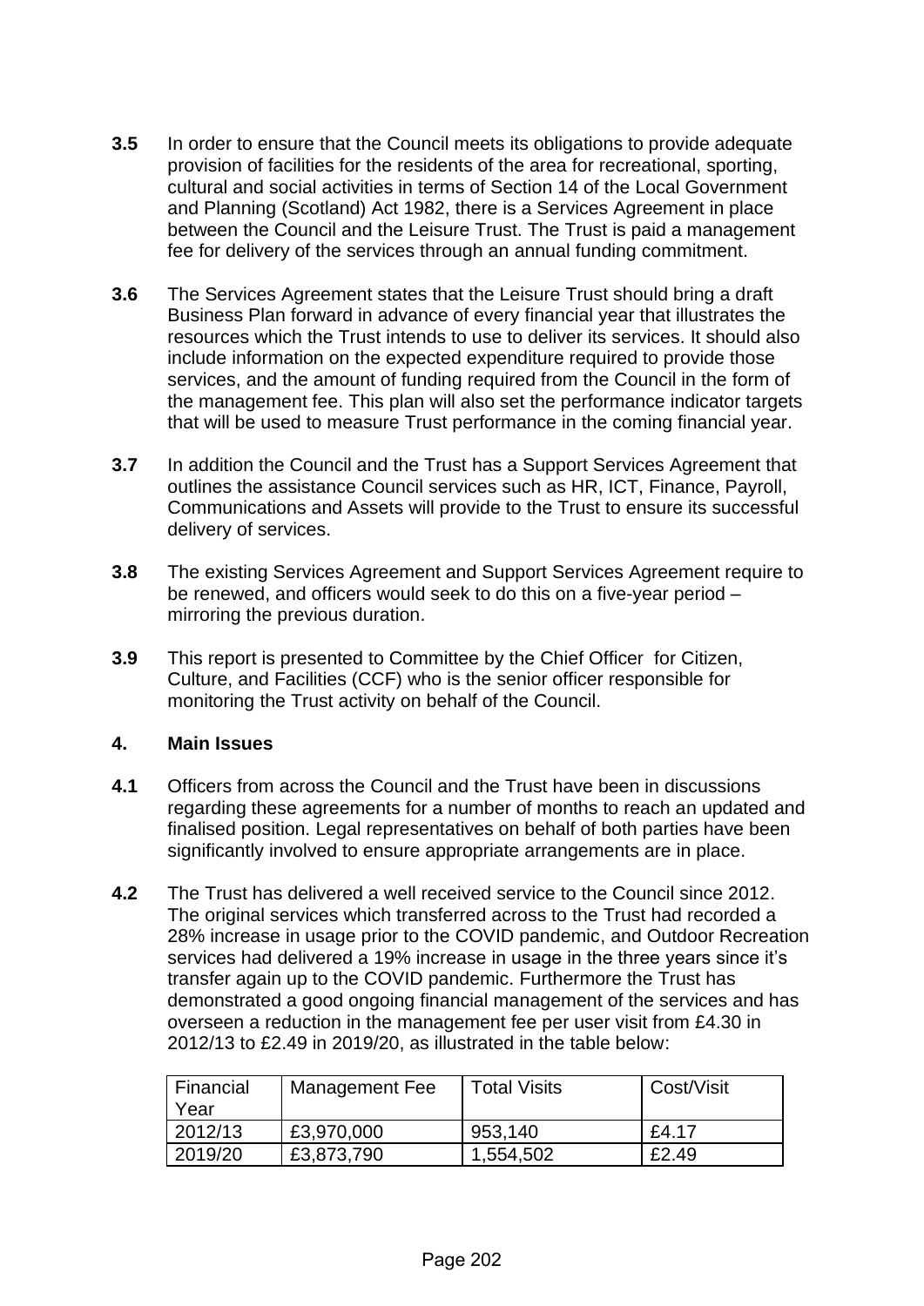**3.5** In order to ensure that the Council meets its obligations to provide adequate provision of facilities for the residents of the area for recreational, sporting, cultural and social activities in terms of Section 14 of the Local Government and Planning (Scotland) Act 1982, there is a Services Agreement in place between the Council and the Leisure Trust. The Trust is paid a management fee for delivery of the services through an annual funding commitment.

**3.6** The Services Agreement states that the Leisure Trust should bring a draft Business Plan forward in advance of every financial year that illustrates the resources which the Trust intends to use to deliver its services. It should also include information on the expected expenditure required to provide those services, and the amount of funding required from the Council in the form of the management fee. This plan will also set the performance indicator targets that will be used to measure Trust performance in the coming financial year.

**3.7** In addition the Council and the Trust has a Support Services Agreement that outlines the assistance Council services such as HR, ICT, Finance, Payroll, Communications and Assets will provide to the Trust to ensure its successful delivery of services.

**3.8** The existing Services Agreement and Support Services Agreement require to be renewed, and officers would seek to do this on a five-year period – mirroring the previous duration.

**3.9** This report is presented to Committee by the Chief Officer for Citizen, Culture, and Facilities (CCF) who is the senior officer responsible for monitoring the Trust activity on behalf of the Council.

## 4. Main Issues

**4.1** Officers from across the Council and the Trust have been in discussions regarding these agreements for a number of months to reach an updated and finalised position. Legal representatives on behalf of both parties have been significantly involved to ensure appropriate arrangements are in place.

**4.2** The Trust has delivered a well received service to the Council since 2012. The original services which transferred across to the Trust had recorded a 28% increase in usage prior to the COVID pandemic, and Outdoor Recreation services had delivered a 19% increase in usage in the three years since it's transfer again up to the COVID pandemic. Furthermore the Trust has demonstrated a good ongoing financial management of the services and has overseen a reduction in the management fee per user visit from £4.30 in 2012/13 to £2.49 in 2019/20, as illustrated in the table below:

| Financial Year | Management Fee | Total Visits | Cost/Visit |
|---|---|---|---|
| 2012/13 | £3,970,000 | 953,140 | £4.17 |
| 2019/20 | £3,873,790 | 1,554,502 | £2.49 |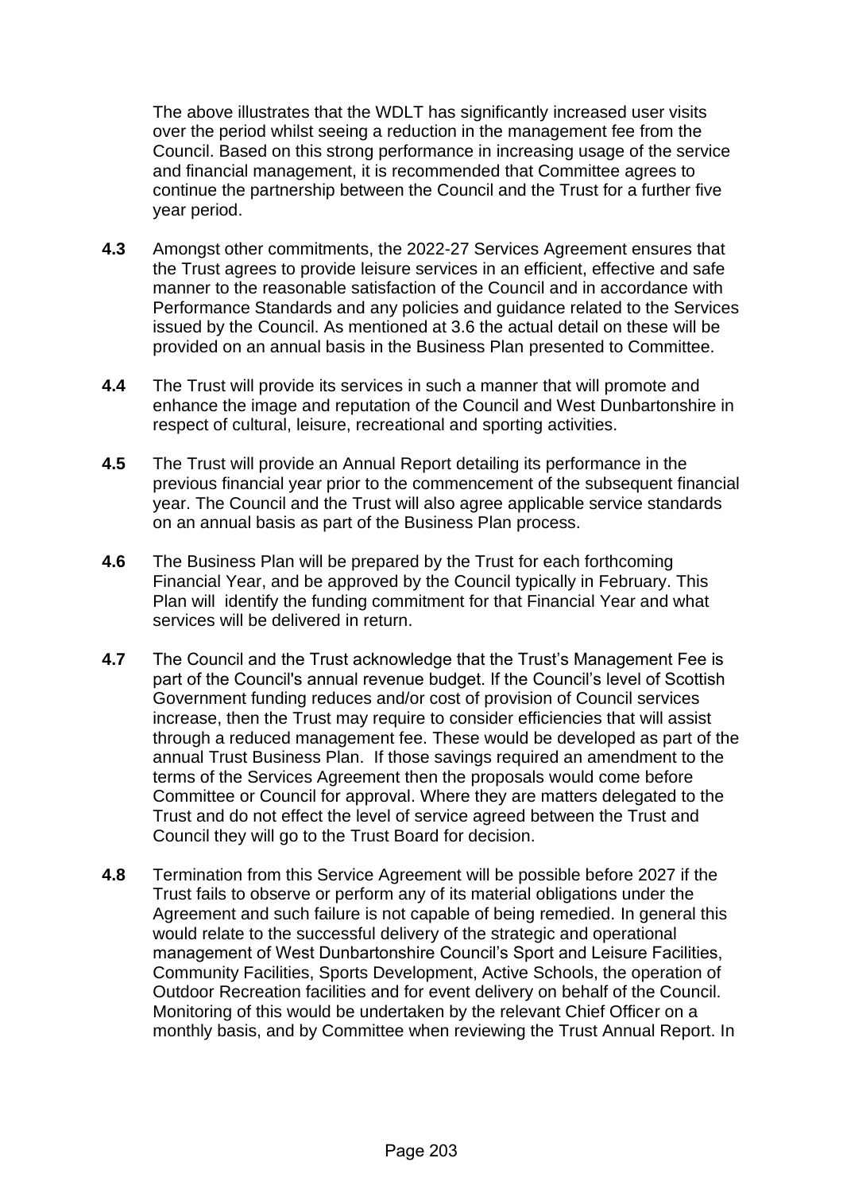The above illustrates that the WDLT has significantly increased user visits over the period whilst seeing a reduction in the management fee from the Council. Based on this strong performance in increasing usage of the service and financial management, it is recommended that Committee agrees to continue the partnership between the Council and the Trust for a further five year period.

**4.3** Amongst other commitments, the 2022-27 Services Agreement ensures that the Trust agrees to provide leisure services in an efficient, effective and safe manner to the reasonable satisfaction of the Council and in accordance with Performance Standards and any policies and guidance related to the Services issued by the Council. As mentioned at 3.6 the actual detail on these will be provided on an annual basis in the Business Plan presented to Committee.

**4.4** The Trust will provide its services in such a manner that will promote and enhance the image and reputation of the Council and West Dunbartonshire in respect of cultural, leisure, recreational and sporting activities.

**4.5** The Trust will provide an Annual Report detailing its performance in the previous financial year prior to the commencement of the subsequent financial year. The Council and the Trust will also agree applicable service standards on an annual basis as part of the Business Plan process.

**4.6** The Business Plan will be prepared by the Trust for each forthcoming Financial Year, and be approved by the Council typically in February. This Plan will identify the funding commitment for that Financial Year and what services will be delivered in return.

**4.7** The Council and the Trust acknowledge that the Trust's Management Fee is part of the Council's annual revenue budget. If the Council's level of Scottish Government funding reduces and/or cost of provision of Council services increase, then the Trust may require to consider efficiencies that will assist through a reduced management fee. These would be developed as part of the annual Trust Business Plan. If those savings required an amendment to the terms of the Services Agreement then the proposals would come before Committee or Council for approval. Where they are matters delegated to the Trust and do not effect the level of service agreed between the Trust and Council they will go to the Trust Board for decision.

**4.8** Termination from this Service Agreement will be possible before 2027 if the Trust fails to observe or perform any of its material obligations under the Agreement and such failure is not capable of being remedied. In general this would relate to the successful delivery of the strategic and operational management of West Dunbartonshire Council's Sport and Leisure Facilities, Community Facilities, Sports Development, Active Schools, the operation of Outdoor Recreation facilities and for event delivery on behalf of the Council. Monitoring of this would be undertaken by the relevant Chief Officer on a monthly basis, and by Committee when reviewing the Trust Annual Report. In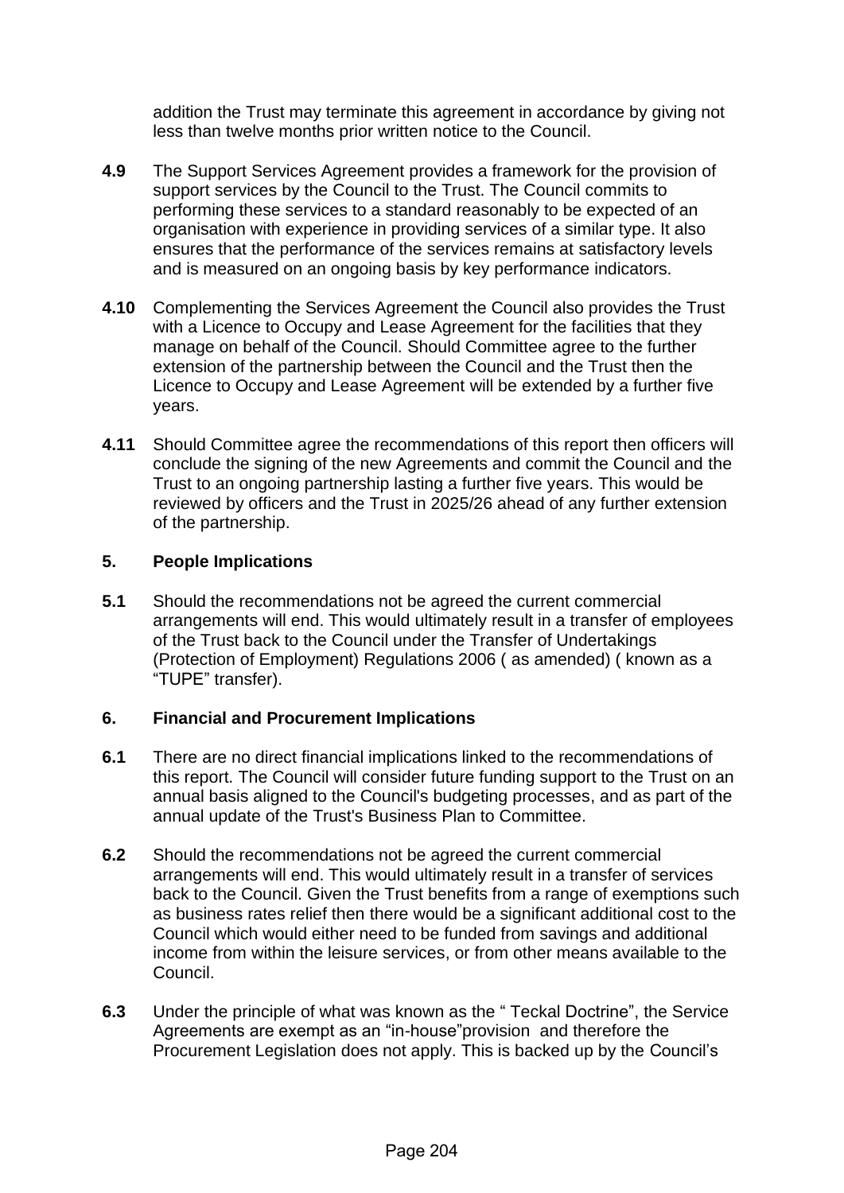addition the Trust may terminate this agreement in accordance by giving not less than twelve months prior written notice to the Council.

**4.9** The Support Services Agreement provides a framework for the provision of support services by the Council to the Trust. The Council commits to performing these services to a standard reasonably to be expected of an organisation with experience in providing services of a similar type. It also ensures that the performance of the services remains at satisfactory levels and is measured on an ongoing basis by key performance indicators.

**4.10** Complementing the Services Agreement the Council also provides the Trust with a Licence to Occupy and Lease Agreement for the facilities that they manage on behalf of the Council. Should Committee agree to the further extension of the partnership between the Council and the Trust then the Licence to Occupy and Lease Agreement will be extended by a further five years.

**4.11** Should Committee agree the recommendations of this report then officers will conclude the signing of the new Agreements and commit the Council and the Trust to an ongoing partnership lasting a further five years. This would be reviewed by officers and the Trust in 2025/26 ahead of any further extension of the partnership.

## 5. People Implications

**5.1** Should the recommendations not be agreed the current commercial arrangements will end. This would ultimately result in a transfer of employees of the Trust back to the Council under the Transfer of Undertakings (Protection of Employment) Regulations 2006 ( as amended) ( known as a "TUPE" transfer).

## 6. Financial and Procurement Implications

**6.1** There are no direct financial implications linked to the recommendations of this report. The Council will consider future funding support to the Trust on an annual basis aligned to the Council's budgeting processes, and as part of the annual update of the Trust's Business Plan to Committee.

**6.2** Should the recommendations not be agreed the current commercial arrangements will end. This would ultimately result in a transfer of services back to the Council. Given the Trust benefits from a range of exemptions such as business rates relief then there would be a significant additional cost to the Council which would either need to be funded from savings and additional income from within the leisure services, or from other means available to the Council.

**6.3** Under the principle of what was known as the " Teckal Doctrine", the Service Agreements are exempt as an "in-house"provision and therefore the Procurement Legislation does not apply. This is backed up by the Council's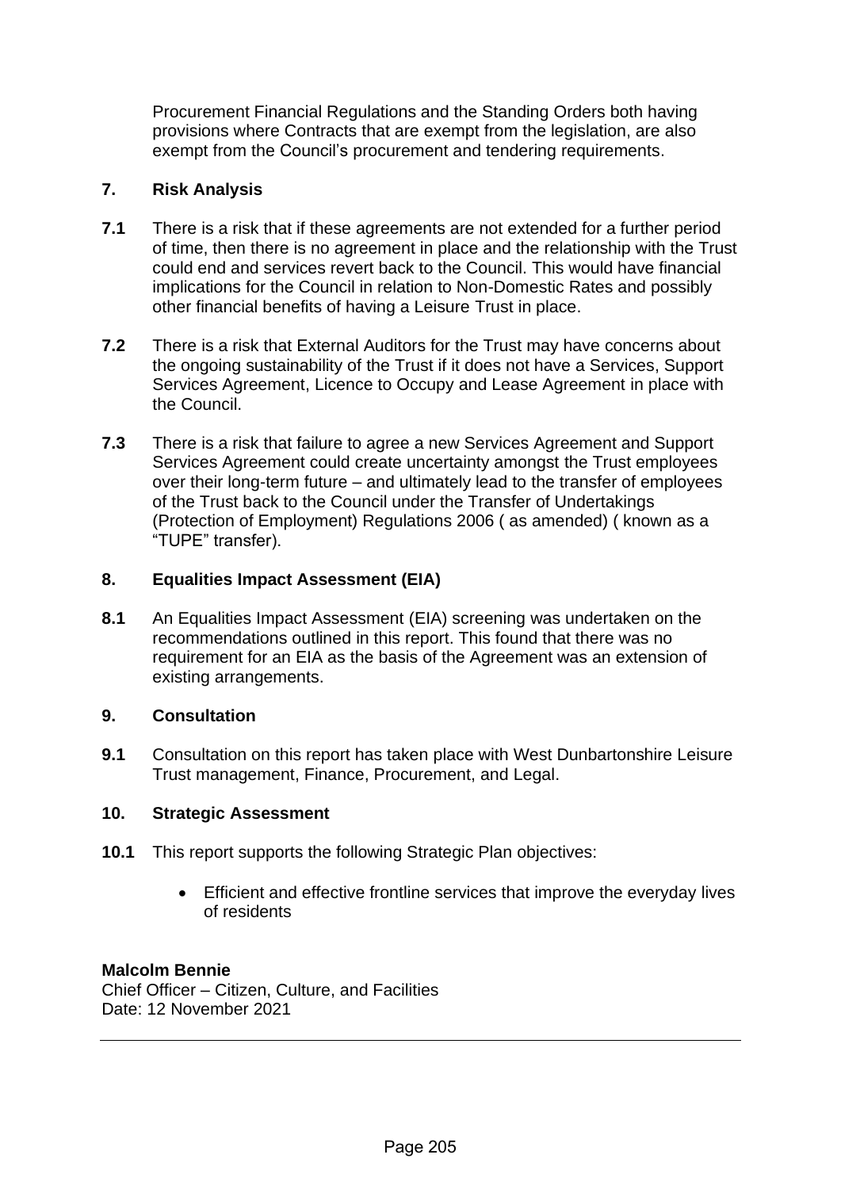Procurement Financial Regulations and the Standing Orders both having provisions where Contracts that are exempt from the legislation, are also exempt from the Council's procurement and tendering requirements.

## 7. Risk Analysis

**7.1** There is a risk that if these agreements are not extended for a further period of time, then there is no agreement in place and the relationship with the Trust could end and services revert back to the Council. This would have financial implications for the Council in relation to Non-Domestic Rates and possibly other financial benefits of having a Leisure Trust in place.

**7.2** There is a risk that External Auditors for the Trust may have concerns about the ongoing sustainability of the Trust if it does not have a Services, Support Services Agreement, Licence to Occupy and Lease Agreement in place with the Council.

**7.3** There is a risk that failure to agree a new Services Agreement and Support Services Agreement could create uncertainty amongst the Trust employees over their long-term future – and ultimately lead to the transfer of employees of the Trust back to the Council under the Transfer of Undertakings (Protection of Employment) Regulations 2006 ( as amended) ( known as a "TUPE" transfer).

## 8. Equalities Impact Assessment (EIA)

**8.1** An Equalities Impact Assessment (EIA) screening was undertaken on the recommendations outlined in this report. This found that there was no requirement for an EIA as the basis of the Agreement was an extension of existing arrangements.

## 9. Consultation

**9.1** Consultation on this report has taken place with West Dunbartonshire Leisure Trust management, Finance, Procurement, and Legal.

## 10. Strategic Assessment

**10.1** This report supports the following Strategic Plan objectives:

- Efficient and effective frontline services that improve the everyday lives of residents

**Malcolm Bennie**
Chief Officer – Citizen, Culture, and Facilities
Date: 12 November 2021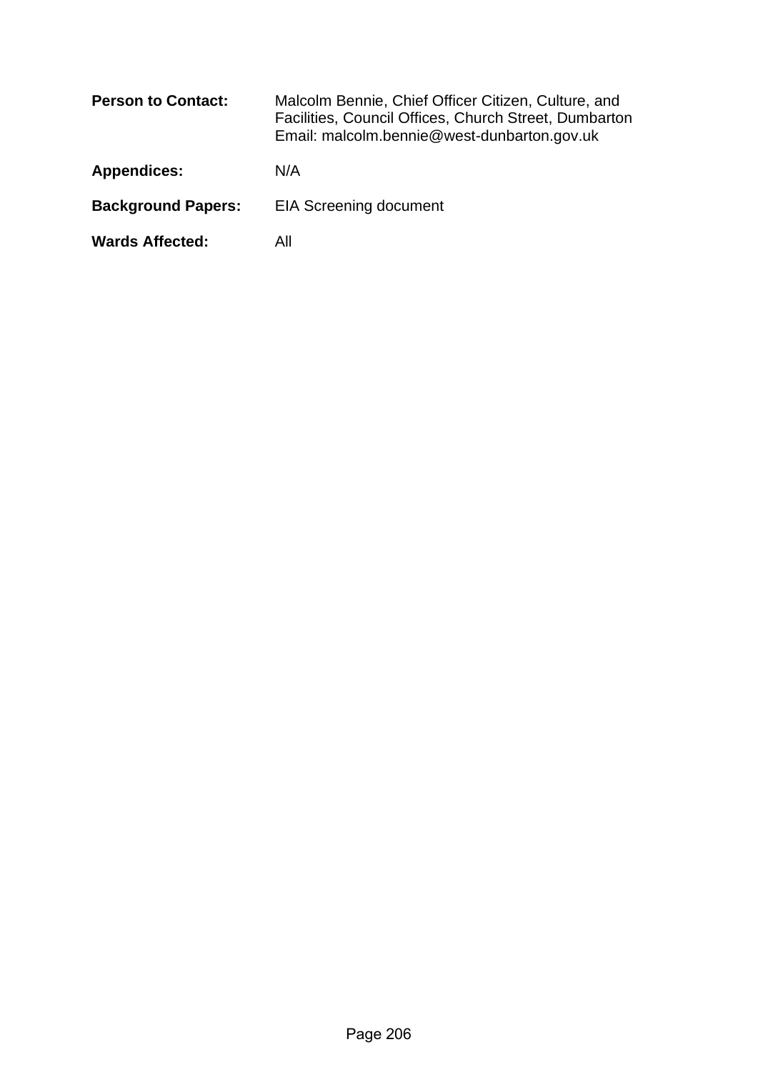**Person to Contact:** Malcolm Bennie, Chief Officer Citizen, Culture, and Facilities, Council Offices, Church Street, Dumbarton Email: malcolm.bennie@west-dunbarton.gov.uk

**Appendices:** N/A

**Background Papers:** EIA Screening document

**Wards Affected:** All